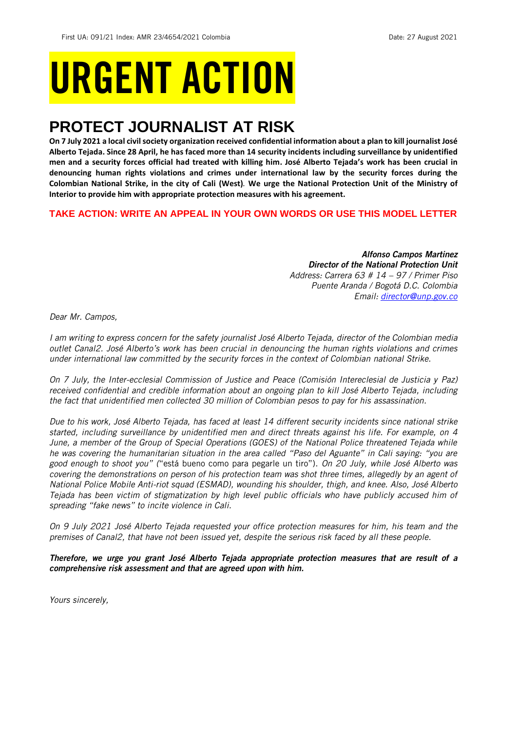First UA: 091/21 Index: AMR 23/4654/2021 Colombia Date: 27 August 2021

# URGENT ACTION

## PROTECT JOURNALIST AT RISK

**On 7 July 2021 a local civil society organization received confidential information about a plan to kill journalist José Alberto Tejada. Since 28 April, he has faced more than 14 security incidents including surveillance by unidentified men and a security forces official had treated with killing him. José Alberto Tejada's work has been crucial in denouncing human rights violations and crimes under international law by the security forces during the Colombian National Strike, in the city of Cali (West). We urge the National Protection Unit of the Ministry of Interior to provide him with appropriate protection measures with his agreement.**

**TAKE ACTION: WRITE AN APPEAL IN YOUR OWN WORDS OR USE THIS MODEL LETTER**

***Alfonso Campos Martinez***
***Director of the National Protection Unit***
*Address: Carrera 63 # 14 – 97 / Primer Piso*
*Puente Aranda / Bogotá D.C. Colombia*
*Email: director@unp.gov.co*

*Dear Mr. Campos,*

*I am writing to express concern for the safety journalist José Alberto Tejada, director of the Colombian media outlet Canal2. José Alberto's work has been crucial in denouncing the human rights violations and crimes under international law committed by the security forces in the context of Colombian national Strike.*

*On 7 July, the Inter-ecclesial Commission of Justice and Peace (Comisión Intereclesial de Justicia y Paz) received confidential and credible information about an ongoing plan to kill José Alberto Tejada, including the fact that unidentified men collected 30 million of Colombian pesos to pay for his assassination.*

*Due to his work, José Alberto Tejada, has faced at least 14 different security incidents since national strike started, including surveillance by unidentified men and direct threats against his life. For example, on 4 June, a member of the Group of Special Operations (GOES) of the National Police threatened Tejada while he was covering the humanitarian situation in the area called "Paso del Aguante" in Cali saying: "you are good enough to shoot you"* ("está bueno como para pegarle un tiro"). *On 20 July, while José Alberto was covering the demonstrations on person of his protection team was shot three times, allegedly by an agent of National Police Mobile Anti-riot squad (ESMAD), wounding his shoulder, thigh, and knee. Also, José Alberto Tejada has been victim of stigmatization by high level public officials who have publicly accused him of spreading "fake news" to incite violence in Cali.*

*On 9 July 2021 José Alberto Tejada requested your office protection measures for him, his team and the premises of Canal2, that have not been issued yet, despite the serious risk faced by all these people.*

***Therefore, we urge you grant José Alberto Tejada appropriate protection measures that are result of a comprehensive risk assessment and that are agreed upon with him.***

*Yours sincerely,*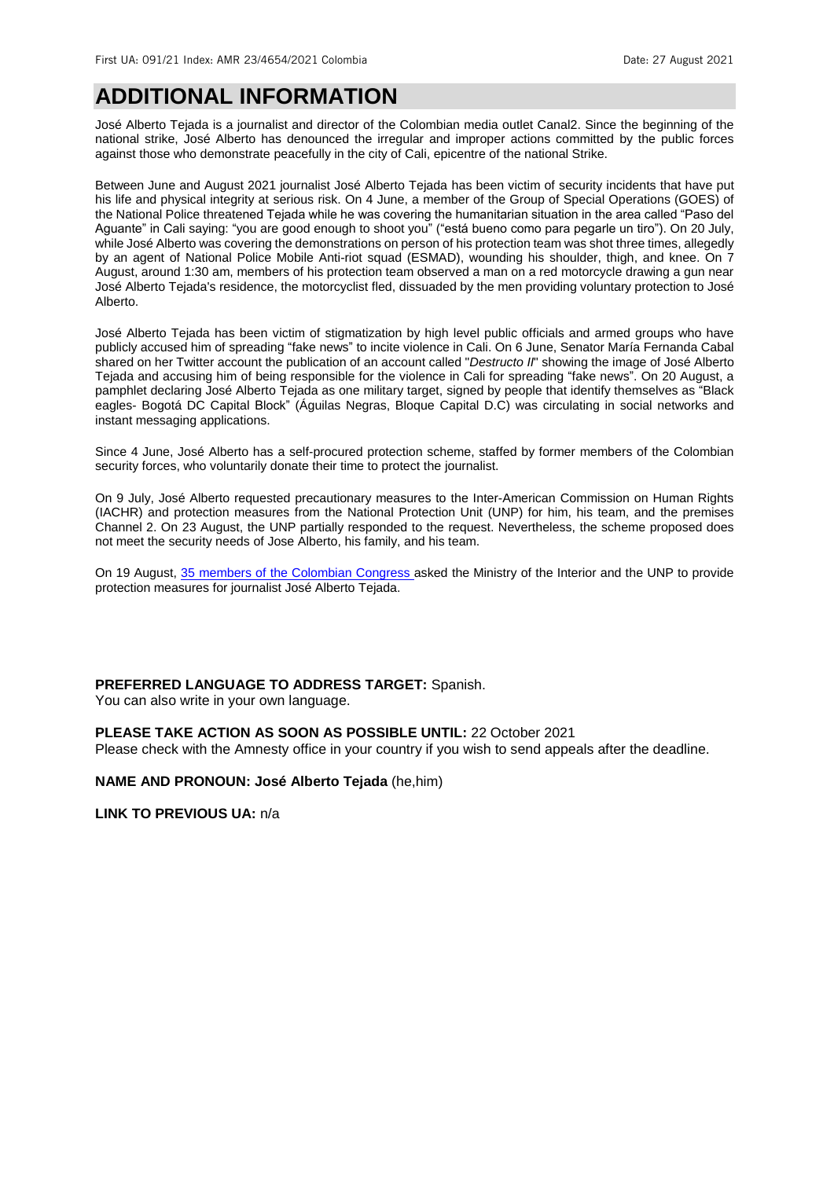# ADDITIONAL INFORMATION

José Alberto Tejada is a journalist and director of the Colombian media outlet Canal2. Since the beginning of the national strike, José Alberto has denounced the irregular and improper actions committed by the public forces against those who demonstrate peacefully in the city of Cali, epicentre of the national Strike.

Between June and August 2021 journalist José Alberto Tejada has been victim of security incidents that have put his life and physical integrity at serious risk. On 4 June, a member of the Group of Special Operations (GOES) of the National Police threatened Tejada while he was covering the humanitarian situation in the area called "Paso del Aguante" in Cali saying: "you are good enough to shoot you" ("está bueno como para pegarle un tiro"). On 20 July, while José Alberto was covering the demonstrations on person of his protection team was shot three times, allegedly by an agent of National Police Mobile Anti-riot squad (ESMAD), wounding his shoulder, thigh, and knee. On 7 August, around 1:30 am, members of his protection team observed a man on a red motorcycle drawing a gun near José Alberto Tejada's residence, the motorcyclist fled, dissuaded by the men providing voluntary protection to José Alberto.

José Alberto Tejada has been victim of stigmatization by high level public officials and armed groups who have publicly accused him of spreading "fake news" to incite violence in Cali. On 6 June, Senator María Fernanda Cabal shared on her Twitter account the publication of an account called "*Destructo II*" showing the image of José Alberto Tejada and accusing him of being responsible for the violence in Cali for spreading "fake news". On 20 August, a pamphlet declaring José Alberto Tejada as one military target, signed by people that identify themselves as "Black eagles- Bogotá DC Capital Block" (Águilas Negras, Bloque Capital D.C) was circulating in social networks and instant messaging applications.

Since 4 June, José Alberto has a self-procured protection scheme, staffed by former members of the Colombian security forces, who voluntarily donate their time to protect the journalist.

On 9 July, José Alberto requested precautionary measures to the Inter-American Commission on Human Rights (IACHR) and protection measures from the National Protection Unit (UNP) for him, his team, and the premises Channel 2. On 23 August, the UNP partially responded to the request. Nevertheless, the scheme proposed does not meet the security needs of Jose Alberto, his family, and his team.

On 19 August, 35 members of the Colombian Congress asked the Ministry of the Interior and the UNP to provide protection measures for journalist José Alberto Tejada.

**PREFERRED LANGUAGE TO ADDRESS TARGET:** Spanish.
You can also write in your own language.

**PLEASE TAKE ACTION AS SOON AS POSSIBLE UNTIL:** 22 October 2021
Please check with the Amnesty office in your country if you wish to send appeals after the deadline.

**NAME AND PRONOUN: José Alberto Tejada** (he,him)

**LINK TO PREVIOUS UA:** n/a